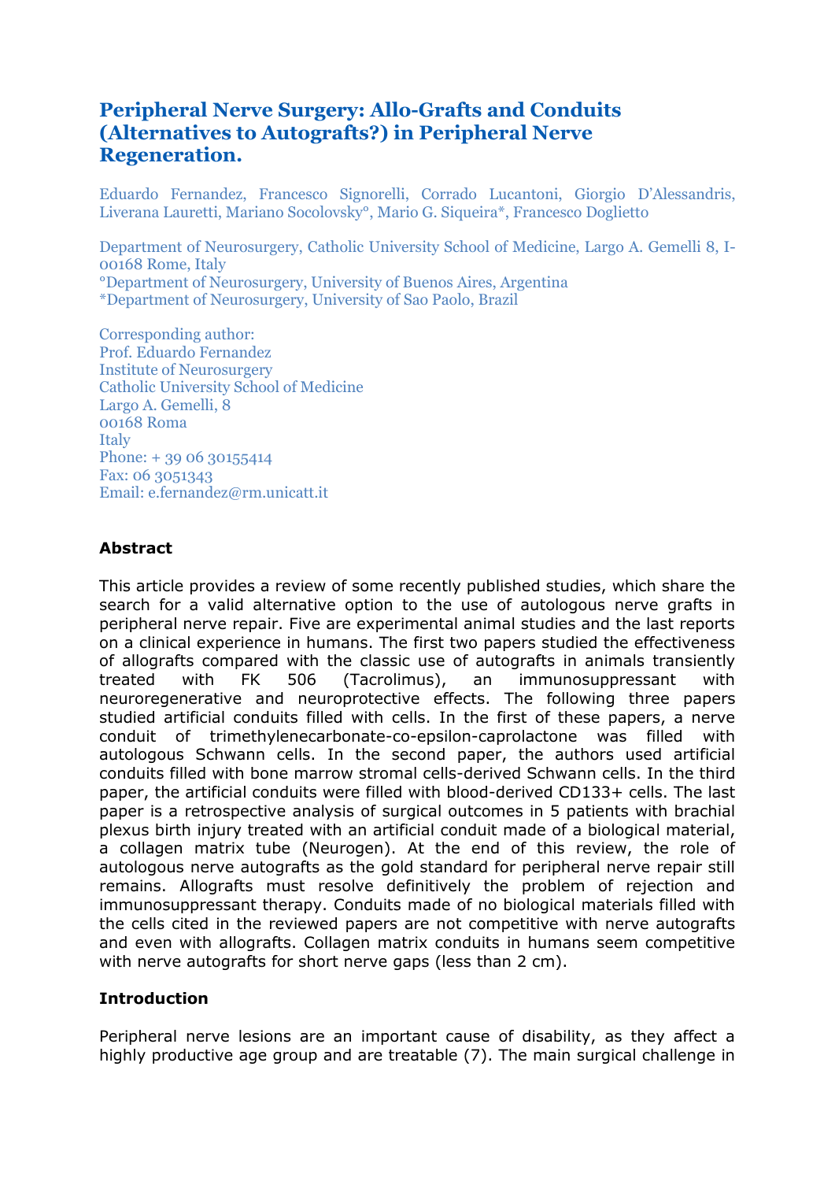# Peripheral Nerve Surgery: Allo-Grafts and Conduits (Alternatives to Autografts?) in Peripheral Nerve Regeneration.

Eduardo Fernandez, Francesco Signorelli, Corrado Lucantoni, Giorgio D'Alessandris, Liverana Lauretti, Mariano Socolovsky°, Mario G. Siqueira*, Francesco Doglietto

Department of Neurosurgery, Catholic University School of Medicine, Largo A. Gemelli 8, I-00168 Rome, Italy
°Department of Neurosurgery, University of Buenos Aires, Argentina
*Department of Neurosurgery, University of Sao Paolo, Brazil

Corresponding author:
Prof. Eduardo Fernandez
Institute of Neurosurgery
Catholic University School of Medicine
Largo A. Gemelli, 8
00168 Roma
Italy
Phone: + 39 06 30155414
Fax: 06 3051343
Email: e.fernandez@rm.unicatt.it

## Abstract

This article provides a review of some recently published studies, which share the search for a valid alternative option to the use of autologous nerve grafts in peripheral nerve repair. Five are experimental animal studies and the last reports on a clinical experience in humans. The first two papers studied the effectiveness of allografts compared with the classic use of autografts in animals transiently treated with FK 506 (Tacrolimus), an immunosuppressant with neuroregenerative and neuroprotective effects. The following three papers studied artificial conduits filled with cells. In the first of these papers, a nerve conduit of trimethylenecarbonate-co-epsilon-caprolactone was filled with autologous Schwann cells. In the second paper, the authors used artificial conduits filled with bone marrow stromal cells-derived Schwann cells. In the third paper, the artificial conduits were filled with blood-derived CD133+ cells. The last paper is a retrospective analysis of surgical outcomes in 5 patients with brachial plexus birth injury treated with an artificial conduit made of a biological material, a collagen matrix tube (Neurogen). At the end of this review, the role of autologous nerve autografts as the gold standard for peripheral nerve repair still remains. Allografts must resolve definitively the problem of rejection and immunosuppressant therapy. Conduits made of no biological materials filled with the cells cited in the reviewed papers are not competitive with nerve autografts and even with allografts. Collagen matrix conduits in humans seem competitive with nerve autografts for short nerve gaps (less than 2 cm).

## Introduction

Peripheral nerve lesions are an important cause of disability, as they affect a highly productive age group and are treatable (7). The main surgical challenge in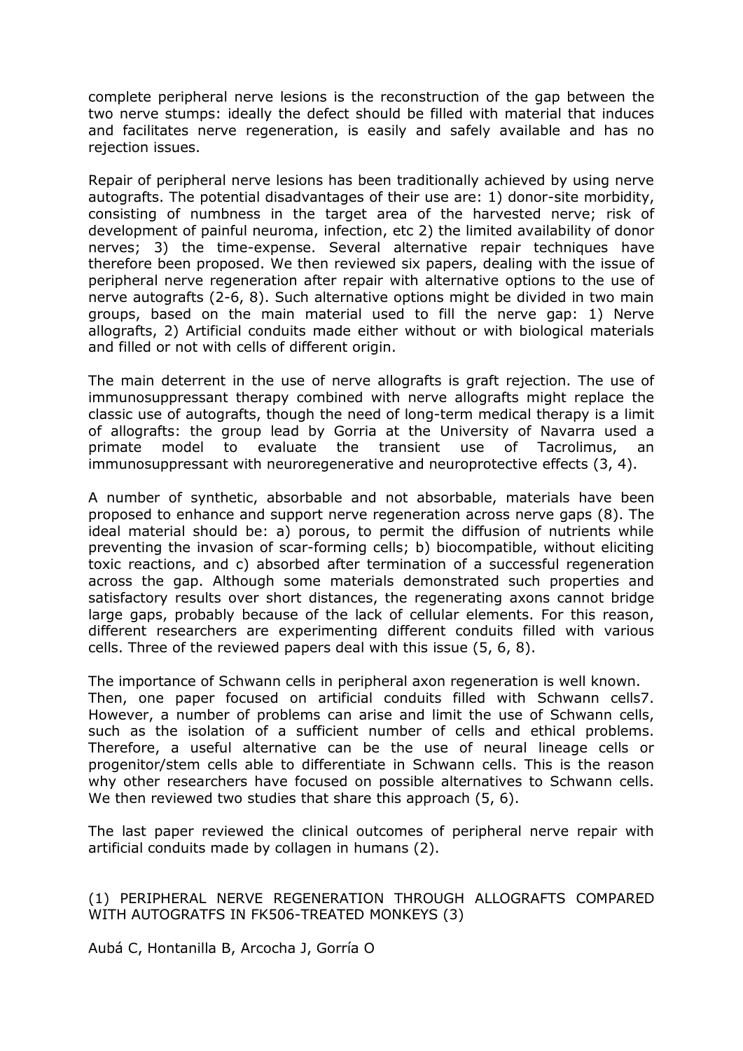complete peripheral nerve lesions is the reconstruction of the gap between the two nerve stumps: ideally the defect should be filled with material that induces and facilitates nerve regeneration, is easily and safely available and has no rejection issues.

Repair of peripheral nerve lesions has been traditionally achieved by using nerve autografts. The potential disadvantages of their use are: 1) donor-site morbidity, consisting of numbness in the target area of the harvested nerve; risk of development of painful neuroma, infection, etc 2) the limited availability of donor nerves; 3) the time-expense. Several alternative repair techniques have therefore been proposed. We then reviewed six papers, dealing with the issue of peripheral nerve regeneration after repair with alternative options to the use of nerve autografts (2-6, 8). Such alternative options might be divided in two main groups, based on the main material used to fill the nerve gap: 1) Nerve allografts, 2) Artificial conduits made either without or with biological materials and filled or not with cells of different origin.

The main deterrent in the use of nerve allografts is graft rejection. The use of immunosuppressant therapy combined with nerve allografts might replace the classic use of autografts, though the need of long-term medical therapy is a limit of allografts: the group lead by Gorria at the University of Navarra used a primate model to evaluate the transient use of Tacrolimus, an immunosuppressant with neuroregenerative and neuroprotective effects (3, 4).

A number of synthetic, absorbable and not absorbable, materials have been proposed to enhance and support nerve regeneration across nerve gaps (8). The ideal material should be: a) porous, to permit the diffusion of nutrients while preventing the invasion of scar-forming cells; b) biocompatible, without eliciting toxic reactions, and c) absorbed after termination of a successful regeneration across the gap. Although some materials demonstrated such properties and satisfactory results over short distances, the regenerating axons cannot bridge large gaps, probably because of the lack of cellular elements. For this reason, different researchers are experimenting different conduits filled with various cells. Three of the reviewed papers deal with this issue (5, 6, 8).

The importance of Schwann cells in peripheral axon regeneration is well known. Then, one paper focused on artificial conduits filled with Schwann cells7. However, a number of problems can arise and limit the use of Schwann cells, such as the isolation of a sufficient number of cells and ethical problems. Therefore, a useful alternative can be the use of neural lineage cells or progenitor/stem cells able to differentiate in Schwann cells. This is the reason why other researchers have focused on possible alternatives to Schwann cells. We then reviewed two studies that share this approach (5, 6).

The last paper reviewed the clinical outcomes of peripheral nerve repair with artificial conduits made by collagen in humans (2).

(1) PERIPHERAL NERVE REGENERATION THROUGH ALLOGRAFTS COMPARED WITH AUTOGRATFS IN FK506-TREATED MONKEYS (3)

Aubá C, Hontanilla B, Arcocha J, Gorría O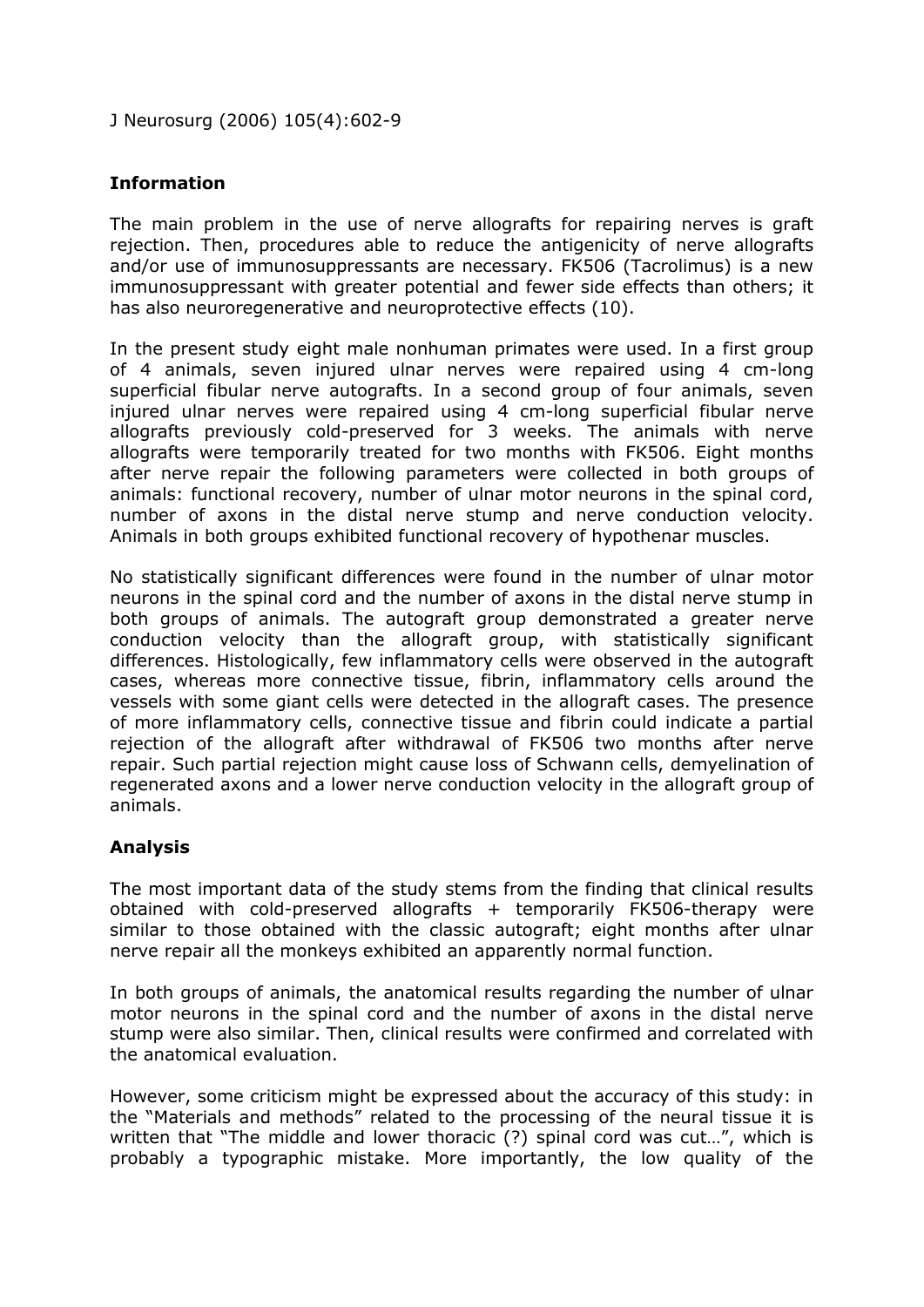J Neurosurg (2006) 105(4):602-9

### Information

The main problem in the use of nerve allografts for repairing nerves is graft rejection. Then, procedures able to reduce the antigenicity of nerve allografts and/or use of immunosuppressants are necessary. FK506 (Tacrolimus) is a new immunosuppressant with greater potential and fewer side effects than others; it has also neuroregenerative and neuroprotective effects (10).

In the present study eight male nonhuman primates were used. In a first group of 4 animals, seven injured ulnar nerves were repaired using 4 cm-long superficial fibular nerve autografts. In a second group of four animals, seven injured ulnar nerves were repaired using 4 cm-long superficial fibular nerve allografts previously cold-preserved for 3 weeks. The animals with nerve allografts were temporarily treated for two months with FK506. Eight months after nerve repair the following parameters were collected in both groups of animals: functional recovery, number of ulnar motor neurons in the spinal cord, number of axons in the distal nerve stump and nerve conduction velocity. Animals in both groups exhibited functional recovery of hypothenar muscles.

No statistically significant differences were found in the number of ulnar motor neurons in the spinal cord and the number of axons in the distal nerve stump in both groups of animals. The autograft group demonstrated a greater nerve conduction velocity than the allograft group, with statistically significant differences. Histologically, few inflammatory cells were observed in the autograft cases, whereas more connective tissue, fibrin, inflammatory cells around the vessels with some giant cells were detected in the allograft cases. The presence of more inflammatory cells, connective tissue and fibrin could indicate a partial rejection of the allograft after withdrawal of FK506 two months after nerve repair. Such partial rejection might cause loss of Schwann cells, demyelination of regenerated axons and a lower nerve conduction velocity in the allograft group of animals.

### Analysis

The most important data of the study stems from the finding that clinical results obtained with cold-preserved allografts + temporarily FK506-therapy were similar to those obtained with the classic autograft; eight months after ulnar nerve repair all the monkeys exhibited an apparently normal function.

In both groups of animals, the anatomical results regarding the number of ulnar motor neurons in the spinal cord and the number of axons in the distal nerve stump were also similar. Then, clinical results were confirmed and correlated with the anatomical evaluation.

However, some criticism might be expressed about the accuracy of this study: in the "Materials and methods" related to the processing of the neural tissue it is written that "The middle and lower thoracic (?) spinal cord was cut…", which is probably a typographic mistake. More importantly, the low quality of the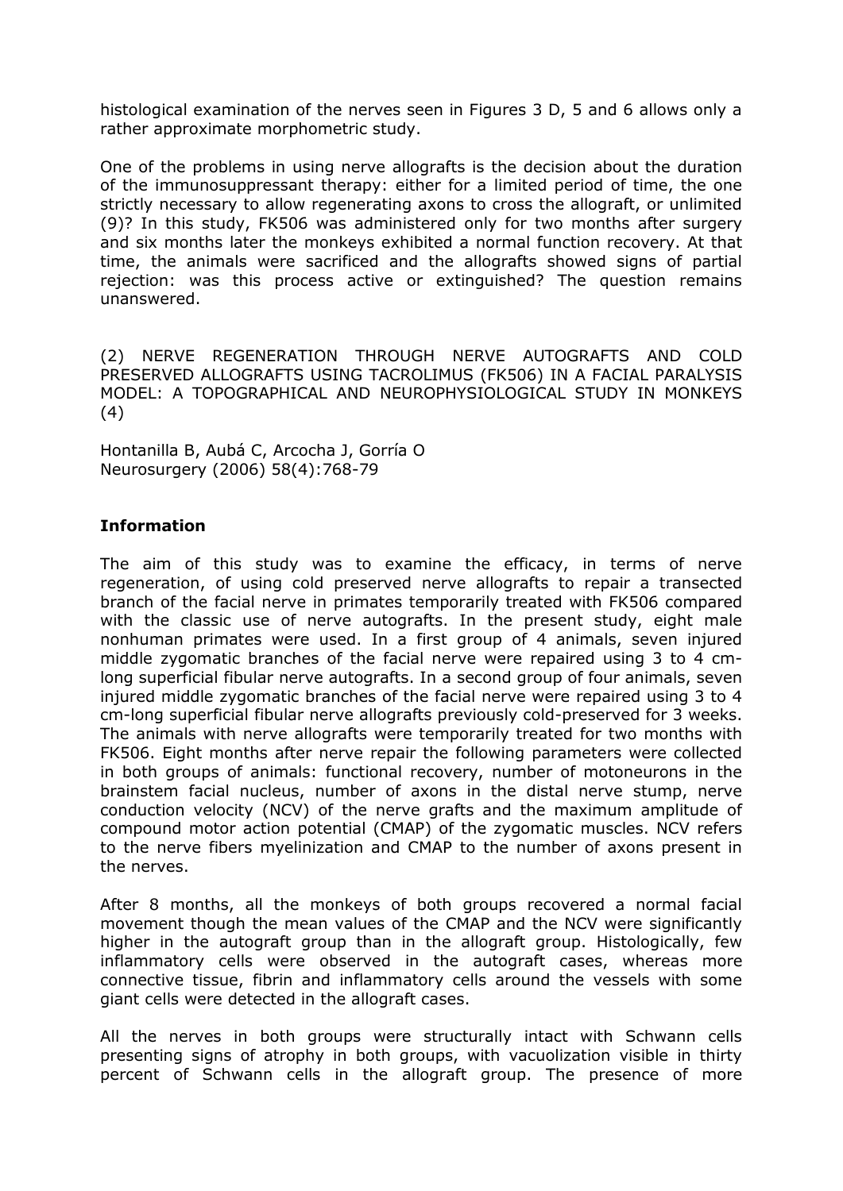histological examination of the nerves seen in Figures 3 D, 5 and 6 allows only a rather approximate morphometric study.

One of the problems in using nerve allografts is the decision about the duration of the immunosuppressant therapy: either for a limited period of time, the one strictly necessary to allow regenerating axons to cross the allograft, or unlimited (9)? In this study, FK506 was administered only for two months after surgery and six months later the monkeys exhibited a normal function recovery. At that time, the animals were sacrificed and the allografts showed signs of partial rejection: was this process active or extinguished? The question remains unanswered.

(2) NERVE REGENERATION THROUGH NERVE AUTOGRAFTS AND COLD PRESERVED ALLOGRAFTS USING TACROLIMUS (FK506) IN A FACIAL PARALYSIS MODEL: A TOPOGRAPHICAL AND NEUROPHYSIOLOGICAL STUDY IN MONKEYS (4)

Hontanilla B, Aubá C, Arcocha J, Gorría O
Neurosurgery (2006) 58(4):768-79

**Information**

The aim of this study was to examine the efficacy, in terms of nerve regeneration, of using cold preserved nerve allografts to repair a transected branch of the facial nerve in primates temporarily treated with FK506 compared with the classic use of nerve autografts. In the present study, eight male nonhuman primates were used. In a first group of 4 animals, seven injured middle zygomatic branches of the facial nerve were repaired using 3 to 4 cm-long superficial fibular nerve autografts. In a second group of four animals, seven injured middle zygomatic branches of the facial nerve were repaired using 3 to 4 cm-long superficial fibular nerve allografts previously cold-preserved for 3 weeks. The animals with nerve allografts were temporarily treated for two months with FK506. Eight months after nerve repair the following parameters were collected in both groups of animals: functional recovery, number of motoneurons in the brainstem facial nucleus, number of axons in the distal nerve stump, nerve conduction velocity (NCV) of the nerve grafts and the maximum amplitude of compound motor action potential (CMAP) of the zygomatic muscles. NCV refers to the nerve fibers myelinization and CMAP to the number of axons present in the nerves.

After 8 months, all the monkeys of both groups recovered a normal facial movement though the mean values of the CMAP and the NCV were significantly higher in the autograft group than in the allograft group. Histologically, few inflammatory cells were observed in the autograft cases, whereas more connective tissue, fibrin and inflammatory cells around the vessels with some giant cells were detected in the allograft cases.

All the nerves in both groups were structurally intact with Schwann cells presenting signs of atrophy in both groups, with vacuolization visible in thirty percent of Schwann cells in the allograft group. The presence of more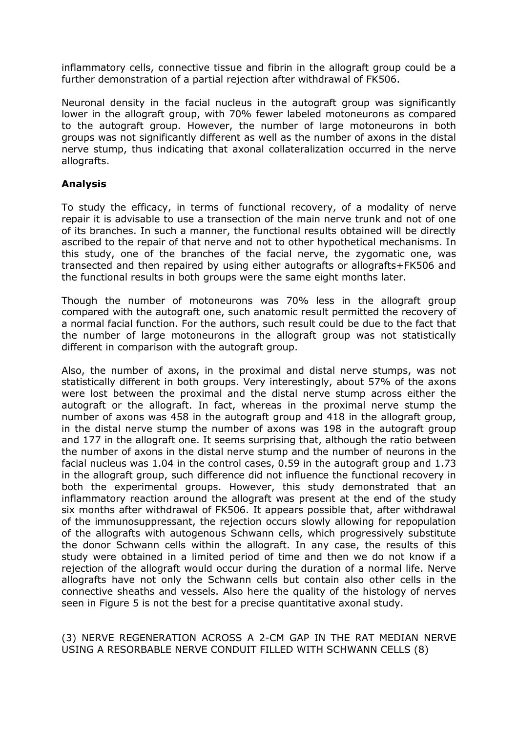inflammatory cells, connective tissue and fibrin in the allograft group could be a further demonstration of a partial rejection after withdrawal of FK506.

Neuronal density in the facial nucleus in the autograft group was significantly lower in the allograft group, with 70% fewer labeled motoneurons as compared to the autograft group. However, the number of large motoneurons in both groups was not significantly different as well as the number of axons in the distal nerve stump, thus indicating that axonal collateralization occurred in the nerve allografts.

**Analysis**

To study the efficacy, in terms of functional recovery, of a modality of nerve repair it is advisable to use a transection of the main nerve trunk and not of one of its branches. In such a manner, the functional results obtained will be directly ascribed to the repair of that nerve and not to other hypothetical mechanisms. In this study, one of the branches of the facial nerve, the zygomatic one, was transected and then repaired by using either autografts or allografts+FK506 and the functional results in both groups were the same eight months later.

Though the number of motoneurons was 70% less in the allograft group compared with the autograft one, such anatomic result permitted the recovery of a normal facial function. For the authors, such result could be due to the fact that the number of large motoneurons in the allograft group was not statistically different in comparison with the autograft group.

Also, the number of axons, in the proximal and distal nerve stumps, was not statistically different in both groups. Very interestingly, about 57% of the axons were lost between the proximal and the distal nerve stump across either the autograft or the allograft. In fact, whereas in the proximal nerve stump the number of axons was 458 in the autograft group and 418 in the allograft group, in the distal nerve stump the number of axons was 198 in the autograft group and 177 in the allograft one. It seems surprising that, although the ratio between the number of axons in the distal nerve stump and the number of neurons in the facial nucleus was 1.04 in the control cases, 0.59 in the autograft group and 1.73 in the allograft group, such difference did not influence the functional recovery in both the experimental groups. However, this study demonstrated that an inflammatory reaction around the allograft was present at the end of the study six months after withdrawal of FK506. It appears possible that, after withdrawal of the immunosuppressant, the rejection occurs slowly allowing for repopulation of the allografts with autogenous Schwann cells, which progressively substitute the donor Schwann cells within the allograft. In any case, the results of this study were obtained in a limited period of time and then we do not know if a rejection of the allograft would occur during the duration of a normal life. Nerve allografts have not only the Schwann cells but contain also other cells in the connective sheaths and vessels. Also here the quality of the histology of nerves seen in Figure 5 is not the best for a precise quantitative axonal study.

(3) NERVE REGENERATION ACROSS A 2-CM GAP IN THE RAT MEDIAN NERVE USING A RESORBABLE NERVE CONDUIT FILLED WITH SCHWANN CELLS (8)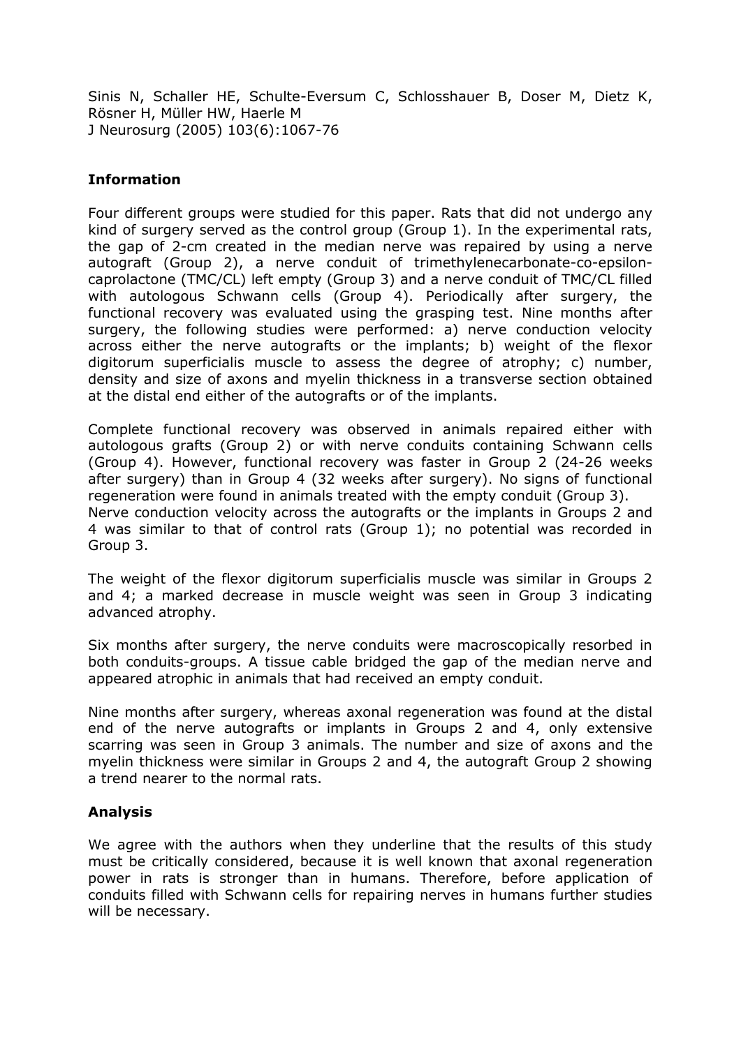Sinis N, Schaller HE, Schulte-Eversum C, Schlosshauer B, Doser M, Dietz K, Rösner H, Müller HW, Haerle M
J Neurosurg (2005) 103(6):1067-76

## Information

Four different groups were studied for this paper. Rats that did not undergo any kind of surgery served as the control group (Group 1). In the experimental rats, the gap of 2-cm created in the median nerve was repaired by using a nerve autograft (Group 2), a nerve conduit of trimethylenecarbonate-co-epsilon-caprolactone (TMC/CL) left empty (Group 3) and a nerve conduit of TMC/CL filled with autologous Schwann cells (Group 4). Periodically after surgery, the functional recovery was evaluated using the grasping test. Nine months after surgery, the following studies were performed: a) nerve conduction velocity across either the nerve autografts or the implants; b) weight of the flexor digitorum superficialis muscle to assess the degree of atrophy; c) number, density and size of axons and myelin thickness in a transverse section obtained at the distal end either of the autografts or of the implants.

Complete functional recovery was observed in animals repaired either with autologous grafts (Group 2) or with nerve conduits containing Schwann cells (Group 4). However, functional recovery was faster in Group 2 (24-26 weeks after surgery) than in Group 4 (32 weeks after surgery). No signs of functional regeneration were found in animals treated with the empty conduit (Group 3).
Nerve conduction velocity across the autografts or the implants in Groups 2 and 4 was similar to that of control rats (Group 1); no potential was recorded in Group 3.

The weight of the flexor digitorum superficialis muscle was similar in Groups 2 and 4; a marked decrease in muscle weight was seen in Group 3 indicating advanced atrophy.

Six months after surgery, the nerve conduits were macroscopically resorbed in both conduits-groups. A tissue cable bridged the gap of the median nerve and appeared atrophic in animals that had received an empty conduit.

Nine months after surgery, whereas axonal regeneration was found at the distal end of the nerve autografts or implants in Groups 2 and 4, only extensive scarring was seen in Group 3 animals. The number and size of axons and the myelin thickness were similar in Groups 2 and 4, the autograft Group 2 showing a trend nearer to the normal rats.

## Analysis

We agree with the authors when they underline that the results of this study must be critically considered, because it is well known that axonal regeneration power in rats is stronger than in humans. Therefore, before application of conduits filled with Schwann cells for repairing nerves in humans further studies will be necessary.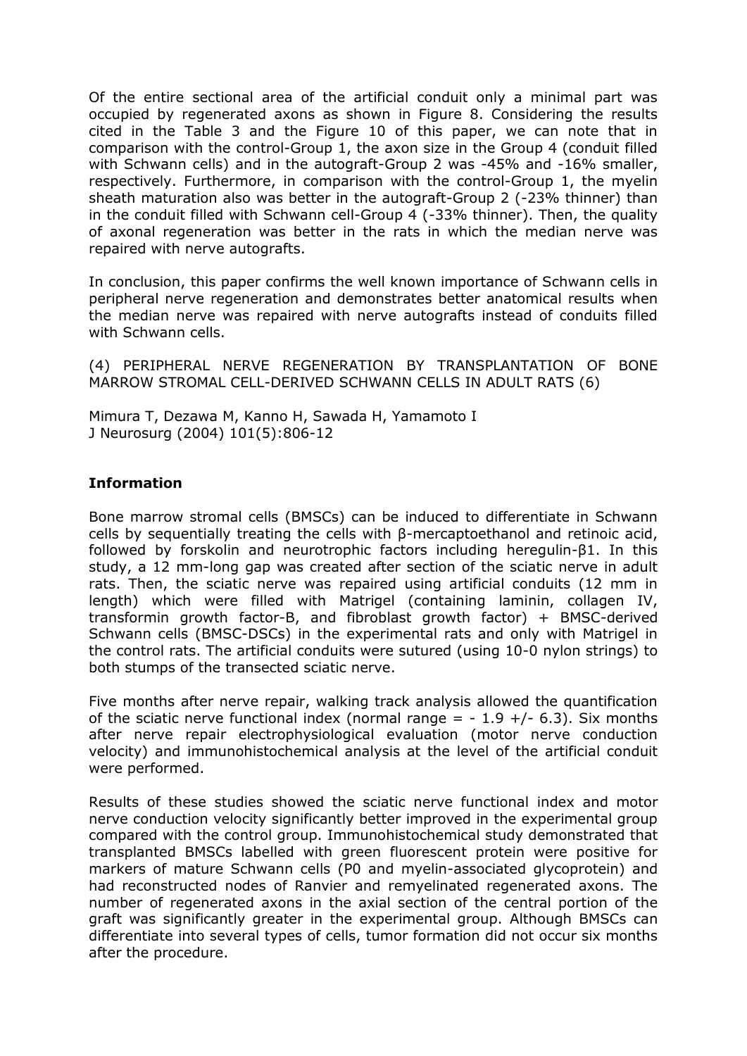Of the entire sectional area of the artificial conduit only a minimal part was occupied by regenerated axons as shown in Figure 8. Considering the results cited in the Table 3 and the Figure 10 of this paper, we can note that in comparison with the control-Group 1, the axon size in the Group 4 (conduit filled with Schwann cells) and in the autograft-Group 2 was -45% and -16% smaller, respectively. Furthermore, in comparison with the control-Group 1, the myelin sheath maturation also was better in the autograft-Group 2 (-23% thinner) than in the conduit filled with Schwann cell-Group 4 (-33% thinner). Then, the quality of axonal regeneration was better in the rats in which the median nerve was repaired with nerve autografts.

In conclusion, this paper confirms the well known importance of Schwann cells in peripheral nerve regeneration and demonstrates better anatomical results when the median nerve was repaired with nerve autografts instead of conduits filled with Schwann cells.

(4) PERIPHERAL NERVE REGENERATION BY TRANSPLANTATION OF BONE MARROW STROMAL CELL-DERIVED SCHWANN CELLS IN ADULT RATS (6)

Mimura T, Dezawa M, Kanno H, Sawada H, Yamamoto I
J Neurosurg (2004) 101(5):806-12

**Information**

Bone marrow stromal cells (BMSCs) can be induced to differentiate in Schwann cells by sequentially treating the cells with β-mercaptoethanol and retinoic acid, followed by forskolin and neurotrophic factors including heregulin-β1. In this study, a 12 mm-long gap was created after section of the sciatic nerve in adult rats. Then, the sciatic nerve was repaired using artificial conduits (12 mm in length) which were filled with Matrigel (containing laminin, collagen IV, transformin growth factor-B, and fibroblast growth factor) + BMSC-derived Schwann cells (BMSC-DSCs) in the experimental rats and only with Matrigel in the control rats. The artificial conduits were sutured (using 10-0 nylon strings) to both stumps of the transected sciatic nerve.

Five months after nerve repair, walking track analysis allowed the quantification of the sciatic nerve functional index (normal range = - 1.9 +/- 6.3). Six months after nerve repair electrophysiological evaluation (motor nerve conduction velocity) and immunohistochemical analysis at the level of the artificial conduit were performed.

Results of these studies showed the sciatic nerve functional index and motor nerve conduction velocity significantly better improved in the experimental group compared with the control group. Immunohistochemical study demonstrated that transplanted BMSCs labelled with green fluorescent protein were positive for markers of mature Schwann cells (P0 and myelin-associated glycoprotein) and had reconstructed nodes of Ranvier and remyelinated regenerated axons. The number of regenerated axons in the axial section of the central portion of the graft was significantly greater in the experimental group. Although BMSCs can differentiate into several types of cells, tumor formation did not occur six months after the procedure.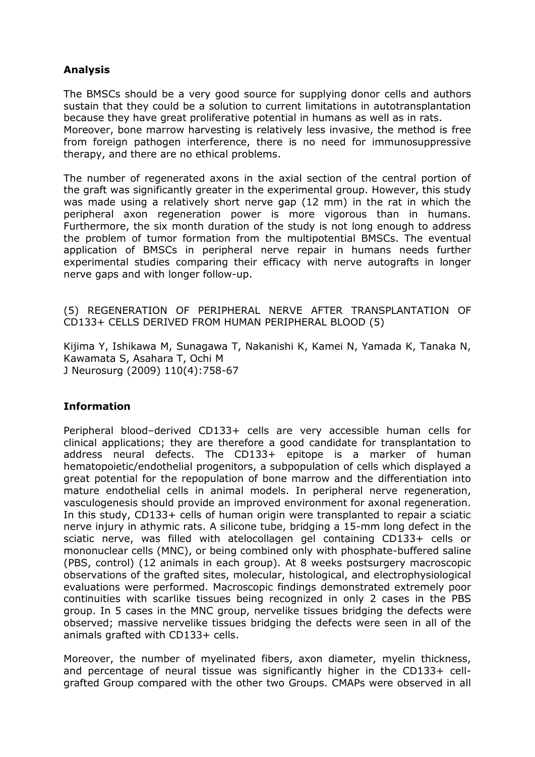### Analysis

The BMSCs should be a very good source for supplying donor cells and authors sustain that they could be a solution to current limitations in autotransplantation because they have great proliferative potential in humans as well as in rats. Moreover, bone marrow harvesting is relatively less invasive, the method is free from foreign pathogen interference, there is no need for immunosuppressive therapy, and there are no ethical problems.

The number of regenerated axons in the axial section of the central portion of the graft was significantly greater in the experimental group. However, this study was made using a relatively short nerve gap (12 mm) in the rat in which the peripheral axon regeneration power is more vigorous than in humans. Furthermore, the six month duration of the study is not long enough to address the problem of tumor formation from the multipotential BMSCs. The eventual application of BMSCs in peripheral nerve repair in humans needs further experimental studies comparing their efficacy with nerve autografts in longer nerve gaps and with longer follow-up.

(5) REGENERATION OF PERIPHERAL NERVE AFTER TRANSPLANTATION OF CD133+ CELLS DERIVED FROM HUMAN PERIPHERAL BLOOD (5)

Kijima Y, Ishikawa M, Sunagawa T, Nakanishi K, Kamei N, Yamada K, Tanaka N, Kawamata S, Asahara T, Ochi M
J Neurosurg (2009) 110(4):758-67

### Information

Peripheral blood–derived CD133+ cells are very accessible human cells for clinical applications; they are therefore a good candidate for transplantation to address neural defects. The CD133+ epitope is a marker of human hematopoietic/endothelial progenitors, a subpopulation of cells which displayed a great potential for the repopulation of bone marrow and the differentiation into mature endothelial cells in animal models. In peripheral nerve regeneration, vasculogenesis should provide an improved environment for axonal regeneration. In this study, CD133+ cells of human origin were transplanted to repair a sciatic nerve injury in athymic rats. A silicone tube, bridging a 15-mm long defect in the sciatic nerve, was filled with atelocollagen gel containing CD133+ cells or mononuclear cells (MNC), or being combined only with phosphate-buffered saline (PBS, control) (12 animals in each group). At 8 weeks postsurgery macroscopic observations of the grafted sites, molecular, histological, and electrophysiological evaluations were performed. Macroscopic findings demonstrated extremely poor continuities with scarlike tissues being recognized in only 2 cases in the PBS group. In 5 cases in the MNC group, nervelike tissues bridging the defects were observed; massive nervelike tissues bridging the defects were seen in all of the animals grafted with CD133+ cells.

Moreover, the number of myelinated fibers, axon diameter, myelin thickness, and percentage of neural tissue was significantly higher in the CD133+ cell-grafted Group compared with the other two Groups. CMAPs were observed in all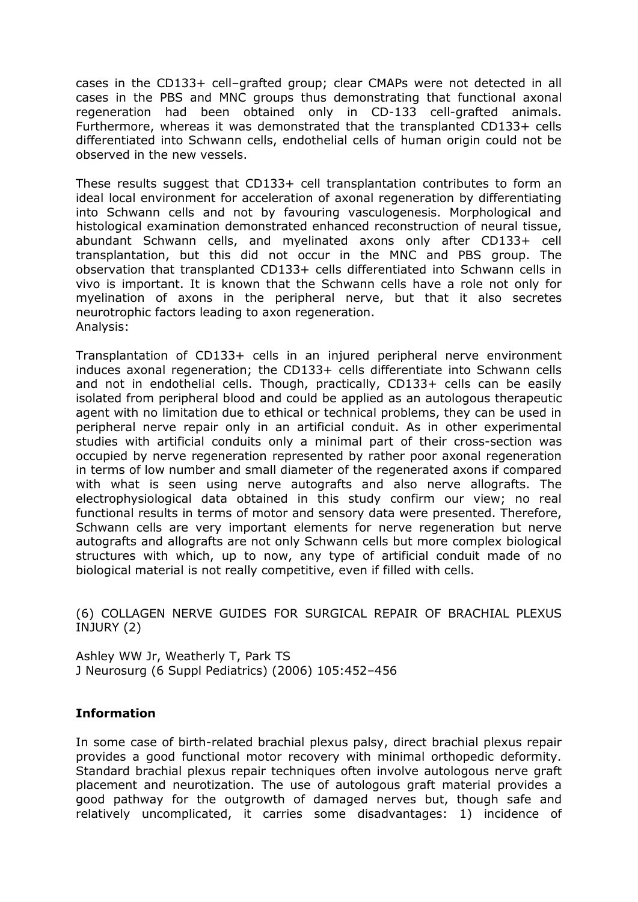cases in the CD133+ cell–grafted group; clear CMAPs were not detected in all cases in the PBS and MNC groups thus demonstrating that functional axonal regeneration had been obtained only in CD-133 cell-grafted animals. Furthermore, whereas it was demonstrated that the transplanted CD133+ cells differentiated into Schwann cells, endothelial cells of human origin could not be observed in the new vessels.

These results suggest that CD133+ cell transplantation contributes to form an ideal local environment for acceleration of axonal regeneration by differentiating into Schwann cells and not by favouring vasculogenesis. Morphological and histological examination demonstrated enhanced reconstruction of neural tissue, abundant Schwann cells, and myelinated axons only after CD133+ cell transplantation, but this did not occur in the MNC and PBS group. The observation that transplanted CD133+ cells differentiated into Schwann cells in vivo is important. It is known that the Schwann cells have a role not only for myelination of axons in the peripheral nerve, but that it also secretes neurotrophic factors leading to axon regeneration.
Analysis:

Transplantation of CD133+ cells in an injured peripheral nerve environment induces axonal regeneration; the CD133+ cells differentiate into Schwann cells and not in endothelial cells. Though, practically, CD133+ cells can be easily isolated from peripheral blood and could be applied as an autologous therapeutic agent with no limitation due to ethical or technical problems, they can be used in peripheral nerve repair only in an artificial conduit. As in other experimental studies with artificial conduits only a minimal part of their cross-section was occupied by nerve regeneration represented by rather poor axonal regeneration in terms of low number and small diameter of the regenerated axons if compared with what is seen using nerve autografts and also nerve allografts. The electrophysiological data obtained in this study confirm our view; no real functional results in terms of motor and sensory data were presented. Therefore, Schwann cells are very important elements for nerve regeneration but nerve autografts and allografts are not only Schwann cells but more complex biological structures with which, up to now, any type of artificial conduit made of no biological material is not really competitive, even if filled with cells.

(6) COLLAGEN NERVE GUIDES FOR SURGICAL REPAIR OF BRACHIAL PLEXUS INJURY (2)

Ashley WW Jr, Weatherly T, Park TS
J Neurosurg (6 Suppl Pediatrics) (2006) 105:452–456

**Information**

In some case of birth-related brachial plexus palsy, direct brachial plexus repair provides a good functional motor recovery with minimal orthopedic deformity. Standard brachial plexus repair techniques often involve autologous nerve graft placement and neurotization. The use of autologous graft material provides a good pathway for the outgrowth of damaged nerves but, though safe and relatively uncomplicated, it carries some disadvantages: 1) incidence of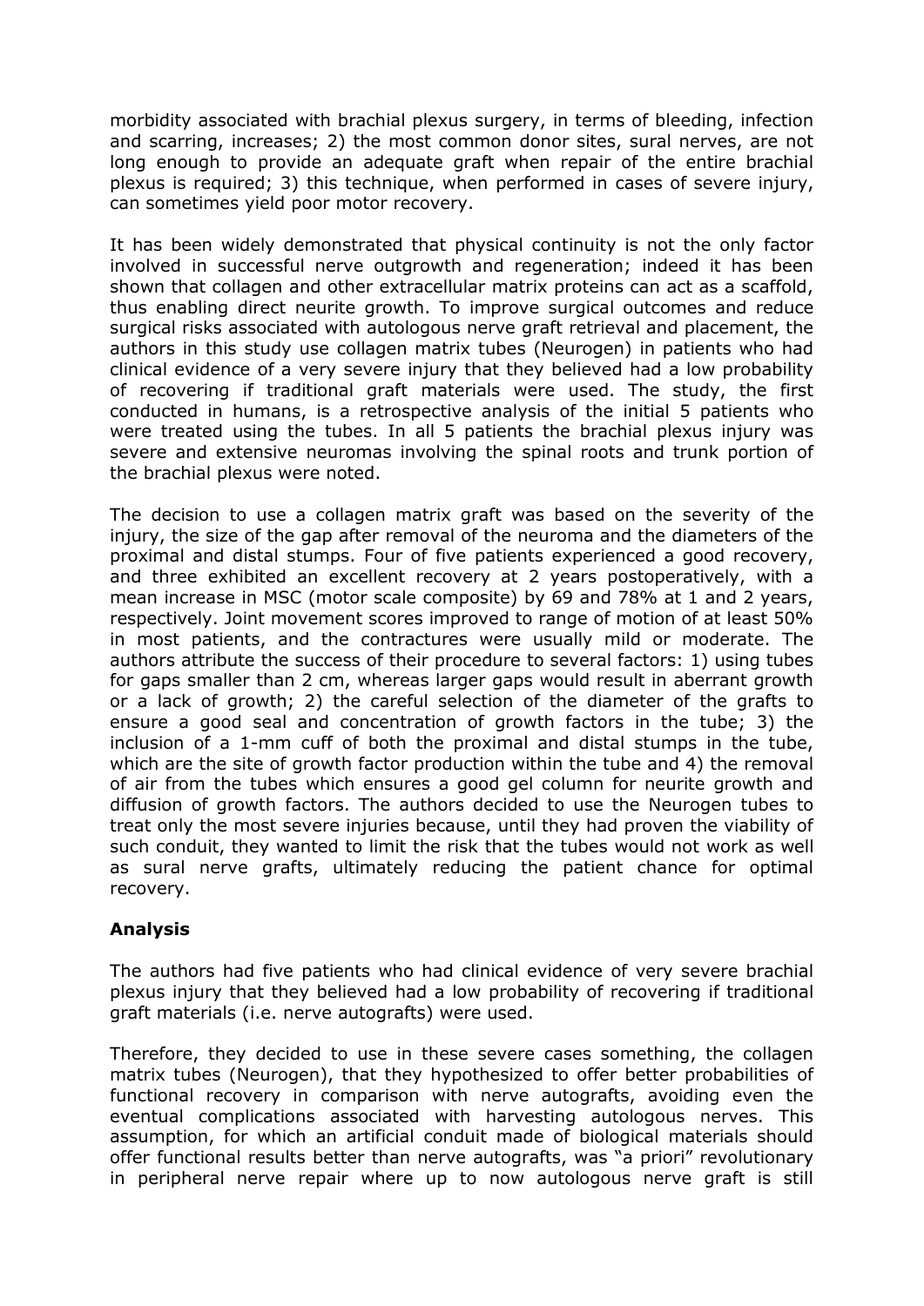morbidity associated with brachial plexus surgery, in terms of bleeding, infection and scarring, increases; 2) the most common donor sites, sural nerves, are not long enough to provide an adequate graft when repair of the entire brachial plexus is required; 3) this technique, when performed in cases of severe injury, can sometimes yield poor motor recovery.

It has been widely demonstrated that physical continuity is not the only factor involved in successful nerve outgrowth and regeneration; indeed it has been shown that collagen and other extracellular matrix proteins can act as a scaffold, thus enabling direct neurite growth. To improve surgical outcomes and reduce surgical risks associated with autologous nerve graft retrieval and placement, the authors in this study use collagen matrix tubes (Neurogen) in patients who had clinical evidence of a very severe injury that they believed had a low probability of recovering if traditional graft materials were used. The study, the first conducted in humans, is a retrospective analysis of the initial 5 patients who were treated using the tubes. In all 5 patients the brachial plexus injury was severe and extensive neuromas involving the spinal roots and trunk portion of the brachial plexus were noted.

The decision to use a collagen matrix graft was based on the severity of the injury, the size of the gap after removal of the neuroma and the diameters of the proximal and distal stumps. Four of five patients experienced a good recovery, and three exhibited an excellent recovery at 2 years postoperatively, with a mean increase in MSC (motor scale composite) by 69 and 78% at 1 and 2 years, respectively. Joint movement scores improved to range of motion of at least 50% in most patients, and the contractures were usually mild or moderate. The authors attribute the success of their procedure to several factors: 1) using tubes for gaps smaller than 2 cm, whereas larger gaps would result in aberrant growth or a lack of growth; 2) the careful selection of the diameter of the grafts to ensure a good seal and concentration of growth factors in the tube; 3) the inclusion of a 1-mm cuff of both the proximal and distal stumps in the tube, which are the site of growth factor production within the tube and 4) the removal of air from the tubes which ensures a good gel column for neurite growth and diffusion of growth factors. The authors decided to use the Neurogen tubes to treat only the most severe injuries because, until they had proven the viability of such conduit, they wanted to limit the risk that the tubes would not work as well as sural nerve grafts, ultimately reducing the patient chance for optimal recovery.

## Analysis

The authors had five patients who had clinical evidence of very severe brachial plexus injury that they believed had a low probability of recovering if traditional graft materials (i.e. nerve autografts) were used.

Therefore, they decided to use in these severe cases something, the collagen matrix tubes (Neurogen), that they hypothesized to offer better probabilities of functional recovery in comparison with nerve autografts, avoiding even the eventual complications associated with harvesting autologous nerves. This assumption, for which an artificial conduit made of biological materials should offer functional results better than nerve autografts, was "a priori" revolutionary in peripheral nerve repair where up to now autologous nerve graft is still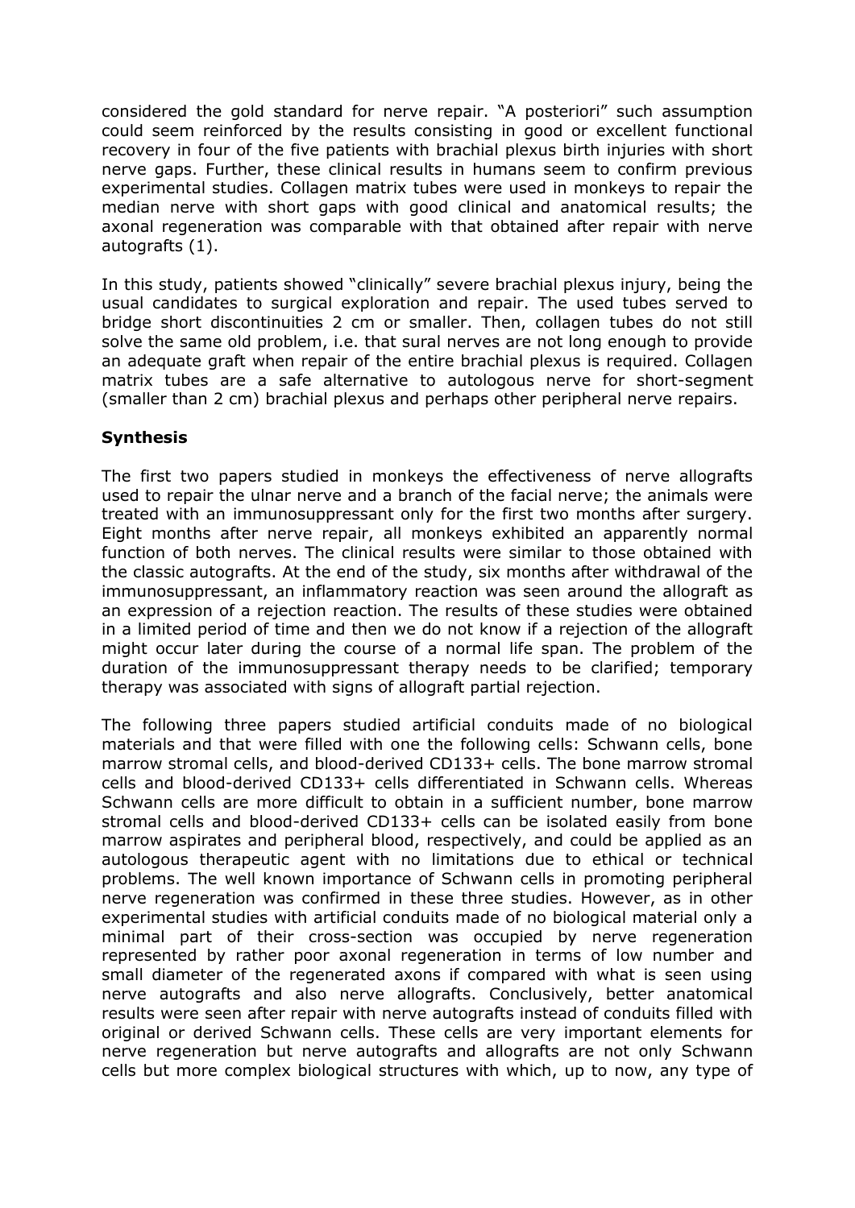considered the gold standard for nerve repair. "A posteriori" such assumption could seem reinforced by the results consisting in good or excellent functional recovery in four of the five patients with brachial plexus birth injuries with short nerve gaps. Further, these clinical results in humans seem to confirm previous experimental studies. Collagen matrix tubes were used in monkeys to repair the median nerve with short gaps with good clinical and anatomical results; the axonal regeneration was comparable with that obtained after repair with nerve autografts (1).

In this study, patients showed "clinically" severe brachial plexus injury, being the usual candidates to surgical exploration and repair. The used tubes served to bridge short discontinuities 2 cm or smaller. Then, collagen tubes do not still solve the same old problem, i.e. that sural nerves are not long enough to provide an adequate graft when repair of the entire brachial plexus is required. Collagen matrix tubes are a safe alternative to autologous nerve for short-segment (smaller than 2 cm) brachial plexus and perhaps other peripheral nerve repairs.

### Synthesis

The first two papers studied in monkeys the effectiveness of nerve allografts used to repair the ulnar nerve and a branch of the facial nerve; the animals were treated with an immunosuppressant only for the first two months after surgery. Eight months after nerve repair, all monkeys exhibited an apparently normal function of both nerves. The clinical results were similar to those obtained with the classic autografts. At the end of the study, six months after withdrawal of the immunosuppressant, an inflammatory reaction was seen around the allograft as an expression of a rejection reaction. The results of these studies were obtained in a limited period of time and then we do not know if a rejection of the allograft might occur later during the course of a normal life span. The problem of the duration of the immunosuppressant therapy needs to be clarified; temporary therapy was associated with signs of allograft partial rejection.

The following three papers studied artificial conduits made of no biological materials and that were filled with one the following cells: Schwann cells, bone marrow stromal cells, and blood-derived CD133+ cells. The bone marrow stromal cells and blood-derived CD133+ cells differentiated in Schwann cells. Whereas Schwann cells are more difficult to obtain in a sufficient number, bone marrow stromal cells and blood-derived CD133+ cells can be isolated easily from bone marrow aspirates and peripheral blood, respectively, and could be applied as an autologous therapeutic agent with no limitations due to ethical or technical problems. The well known importance of Schwann cells in promoting peripheral nerve regeneration was confirmed in these three studies. However, as in other experimental studies with artificial conduits made of no biological material only a minimal part of their cross-section was occupied by nerve regeneration represented by rather poor axonal regeneration in terms of low number and small diameter of the regenerated axons if compared with what is seen using nerve autografts and also nerve allografts. Conclusively, better anatomical results were seen after repair with nerve autografts instead of conduits filled with original or derived Schwann cells. These cells are very important elements for nerve regeneration but nerve autografts and allografts are not only Schwann cells but more complex biological structures with which, up to now, any type of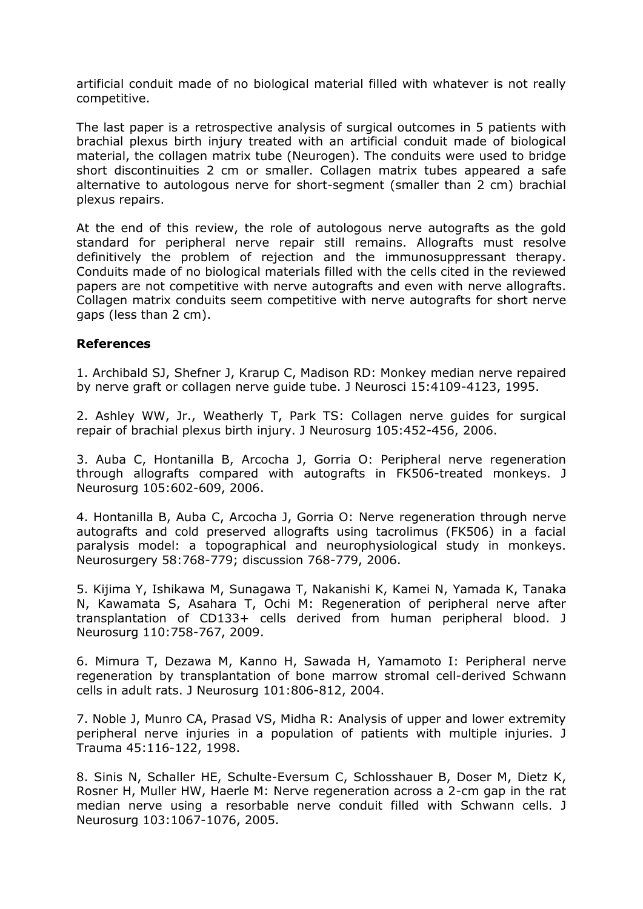artificial conduit made of no biological material filled with whatever is not really competitive.

The last paper is a retrospective analysis of surgical outcomes in 5 patients with brachial plexus birth injury treated with an artificial conduit made of biological material, the collagen matrix tube (Neurogen). The conduits were used to bridge short discontinuities 2 cm or smaller. Collagen matrix tubes appeared a safe alternative to autologous nerve for short-segment (smaller than 2 cm) brachial plexus repairs.

At the end of this review, the role of autologous nerve autografts as the gold standard for peripheral nerve repair still remains. Allografts must resolve definitively the problem of rejection and the immunosuppressant therapy. Conduits made of no biological materials filled with the cells cited in the reviewed papers are not competitive with nerve autografts and even with nerve allografts. Collagen matrix conduits seem competitive with nerve autografts for short nerve gaps (less than 2 cm).

## References

1. Archibald SJ, Shefner J, Krarup C, Madison RD: Monkey median nerve repaired by nerve graft or collagen nerve guide tube. J Neurosci 15:4109-4123, 1995.

2. Ashley WW, Jr., Weatherly T, Park TS: Collagen nerve guides for surgical repair of brachial plexus birth injury. J Neurosurg 105:452-456, 2006.

3. Auba C, Hontanilla B, Arcocha J, Gorria O: Peripheral nerve regeneration through allografts compared with autografts in FK506-treated monkeys. J Neurosurg 105:602-609, 2006.

4. Hontanilla B, Auba C, Arcocha J, Gorria O: Nerve regeneration through nerve autografts and cold preserved allografts using tacrolimus (FK506) in a facial paralysis model: a topographical and neurophysiological study in monkeys. Neurosurgery 58:768-779; discussion 768-779, 2006.

5. Kijima Y, Ishikawa M, Sunagawa T, Nakanishi K, Kamei N, Yamada K, Tanaka N, Kawamata S, Asahara T, Ochi M: Regeneration of peripheral nerve after transplantation of CD133+ cells derived from human peripheral blood. J Neurosurg 110:758-767, 2009.

6. Mimura T, Dezawa M, Kanno H, Sawada H, Yamamoto I: Peripheral nerve regeneration by transplantation of bone marrow stromal cell-derived Schwann cells in adult rats. J Neurosurg 101:806-812, 2004.

7. Noble J, Munro CA, Prasad VS, Midha R: Analysis of upper and lower extremity peripheral nerve injuries in a population of patients with multiple injuries. J Trauma 45:116-122, 1998.

8. Sinis N, Schaller HE, Schulte-Eversum C, Schlosshauer B, Doser M, Dietz K, Rosner H, Muller HW, Haerle M: Nerve regeneration across a 2-cm gap in the rat median nerve using a resorbable nerve conduit filled with Schwann cells. J Neurosurg 103:1067-1076, 2005.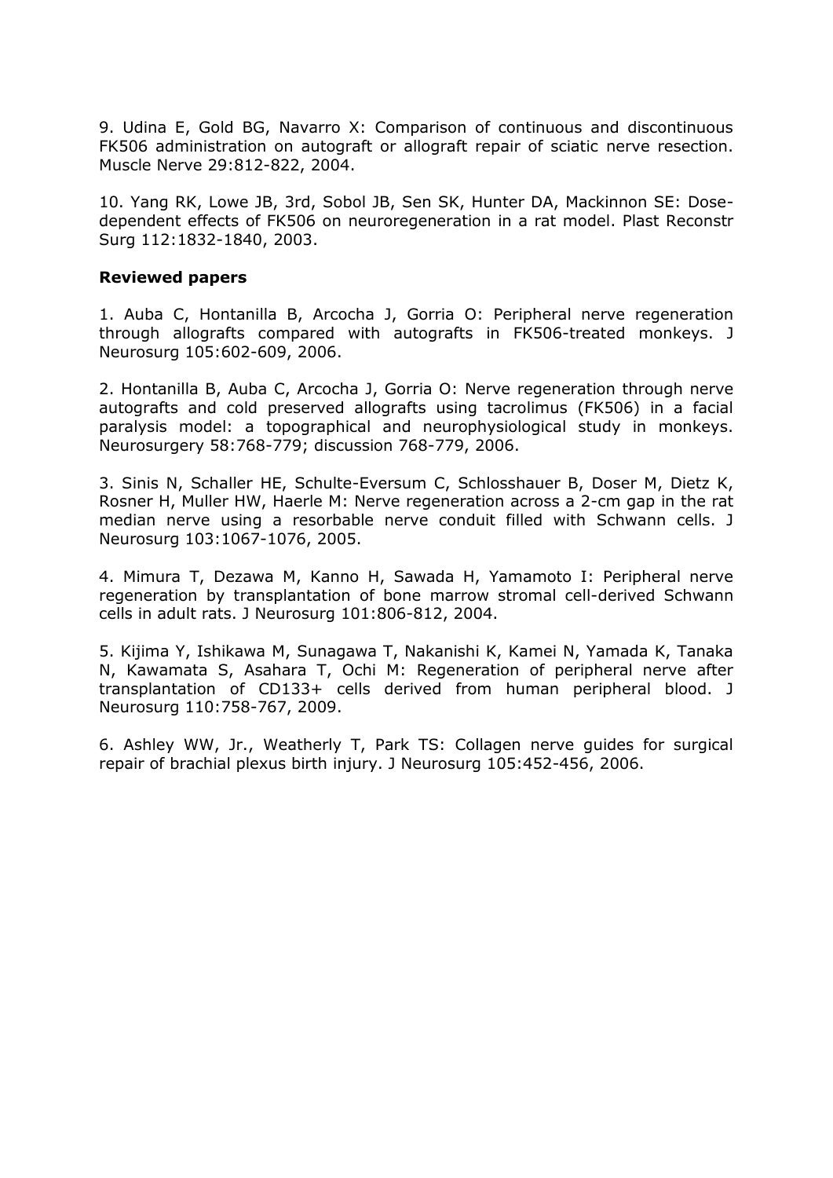9. Udina E, Gold BG, Navarro X: Comparison of continuous and discontinuous FK506 administration on autograft or allograft repair of sciatic nerve resection. Muscle Nerve 29:812-822, 2004.

10. Yang RK, Lowe JB, 3rd, Sobol JB, Sen SK, Hunter DA, Mackinnon SE: Dose-dependent effects of FK506 on neuroregeneration in a rat model. Plast Reconstr Surg 112:1832-1840, 2003.

**Reviewed papers**

1. Auba C, Hontanilla B, Arcocha J, Gorria O: Peripheral nerve regeneration through allografts compared with autografts in FK506-treated monkeys. J Neurosurg 105:602-609, 2006.

2. Hontanilla B, Auba C, Arcocha J, Gorria O: Nerve regeneration through nerve autografts and cold preserved allografts using tacrolimus (FK506) in a facial paralysis model: a topographical and neurophysiological study in monkeys. Neurosurgery 58:768-779; discussion 768-779, 2006.

3. Sinis N, Schaller HE, Schulte-Eversum C, Schlosshauer B, Doser M, Dietz K, Rosner H, Muller HW, Haerle M: Nerve regeneration across a 2-cm gap in the rat median nerve using a resorbable nerve conduit filled with Schwann cells. J Neurosurg 103:1067-1076, 2005.

4. Mimura T, Dezawa M, Kanno H, Sawada H, Yamamoto I: Peripheral nerve regeneration by transplantation of bone marrow stromal cell-derived Schwann cells in adult rats. J Neurosurg 101:806-812, 2004.

5. Kijima Y, Ishikawa M, Sunagawa T, Nakanishi K, Kamei N, Yamada K, Tanaka N, Kawamata S, Asahara T, Ochi M: Regeneration of peripheral nerve after transplantation of CD133+ cells derived from human peripheral blood. J Neurosurg 110:758-767, 2009.

6. Ashley WW, Jr., Weatherly T, Park TS: Collagen nerve guides for surgical repair of brachial plexus birth injury. J Neurosurg 105:452-456, 2006.